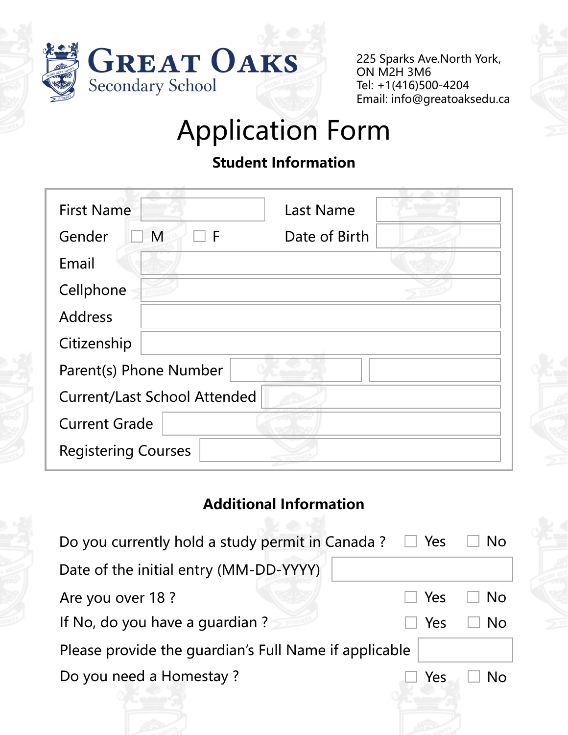# GREAT OAKS
Secondary School

225 Sparks Ave.North York,
ON M2H 3M6
Tel: +1(416)500-4204
Email: info@greatoaksedu.ca

# Application Form

### Student Information

| | | | |
|---|---|---|---|
| First Name | | Last Name | |
| Gender | ☐ M ☐ F | Date of Birth | |
| Email | | | |
| Cellphone | | | |
| Address | | | |
| Citizenship | | | |
| Parent(s) Phone Number | | | |
| Current/Last School Attended | | | |
| Current Grade | | | |
| Registering Courses | | | |

### Additional Information

Do you currently hold a study permit in Canada ? ☐ Yes ☐ No

Date of the initial entry (MM-DD-YYYY) ____________

Are you over 18 ? ☐ Yes ☐ No

If No, do you have a guardian ? ☐ Yes ☐ No

Please provide the guardian's Full Name if applicable ____________

Do you need a Homestay ? ☐ Yes ☐ No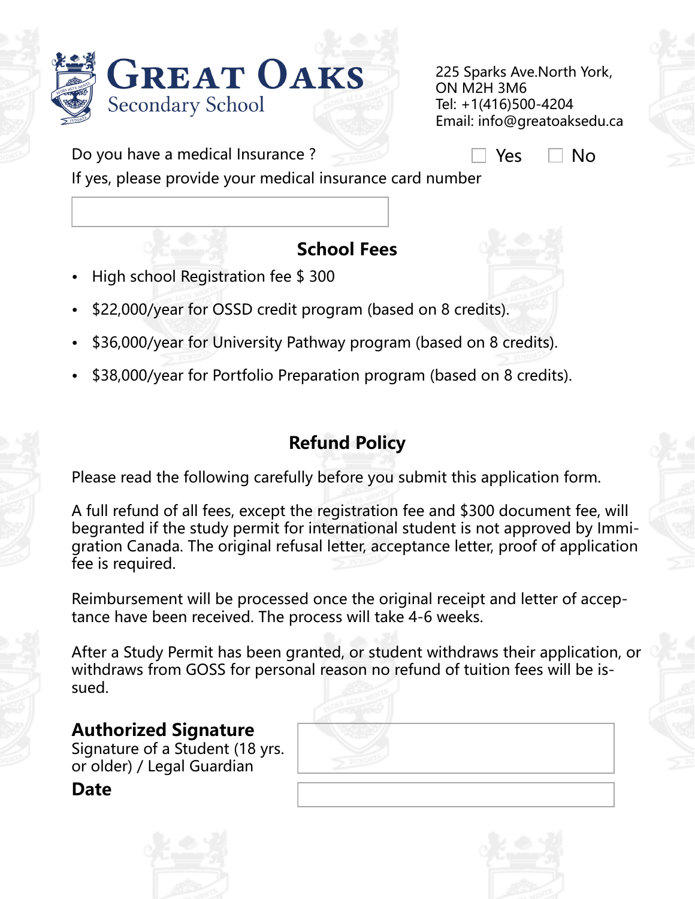**GREAT OAKS**
Secondary School

225 Sparks Ave.North York,
ON M2H 3M6
Tel: +1(416)500-4204
Email: info@greatoaksedu.ca

Do you have a medical Insurance ? ☐ Yes ☐ No

If yes, please provide your medical insurance card number

## School Fees

- High school Registration fee $ 300
- $22,000/year for OSSD credit program (based on 8 credits).
- $36,000/year for University Pathway program (based on 8 credits).
- $38,000/year for Portfolio Preparation program (based on 8 credits).

## Refund Policy

Please read the following carefully before you submit this application form.

A full refund of all fees, except the registration fee and $300 document fee, will begranted if the study permit for international student is not approved by Immigration Canada. The original refusal letter, acceptance letter, proof of application fee is required.

Reimbursement will be processed once the original receipt and letter of acceptance have been received. The process will take 4-6 weeks.

After a Study Permit has been granted, or student withdraws their application, or withdraws from GOSS for personal reason no refund of tuition fees will be issued.

**Authorized Signature**
Signature of a Student (18 yrs. or older) / Legal Guardian

**Date**